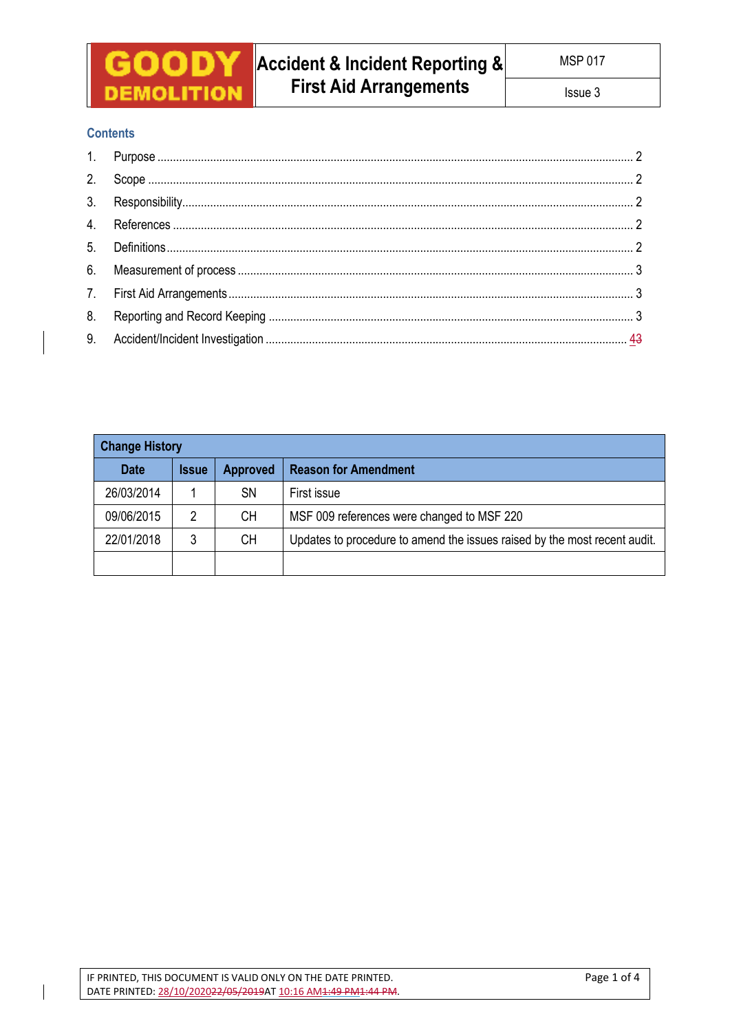| GOODY DEMOLITION | Accident & Incident Reporting & First Aid Arrangements | MSP 017 |
|---|---|---|
| | | Issue 3 |

## Contents

1. Purpose ........ 2
2. Scope ........ 2
3. Responsibility ........ 2
4. References ........ 2
5. Definitions ........ 2
6. Measurement of process ........ 3
7. First Aid Arrangements ........ 3
8. Reporting and Record Keeping ........ 3
9. Accident/Incident Investigation ........ 43

| Change History | | | |
|---|---|---|---|
| **Date** | **Issue** | **Approved** | **Reason for Amendment** |
| 26/03/2014 | 1 | SN | First issue |
| 09/06/2015 | 2 | CH | MSF 009 references were changed to MSF 220 |
| 22/01/2018 | 3 | CH | Updates to procedure to amend the issues raised by the most recent audit. |
| | | | |

IF PRINTED, THIS DOCUMENT IS VALID ONLY ON THE DATE PRINTED.
DATE PRINTED: 28/10/202022/05/2019AT 10:16 AM1:49 PM1:44 PM.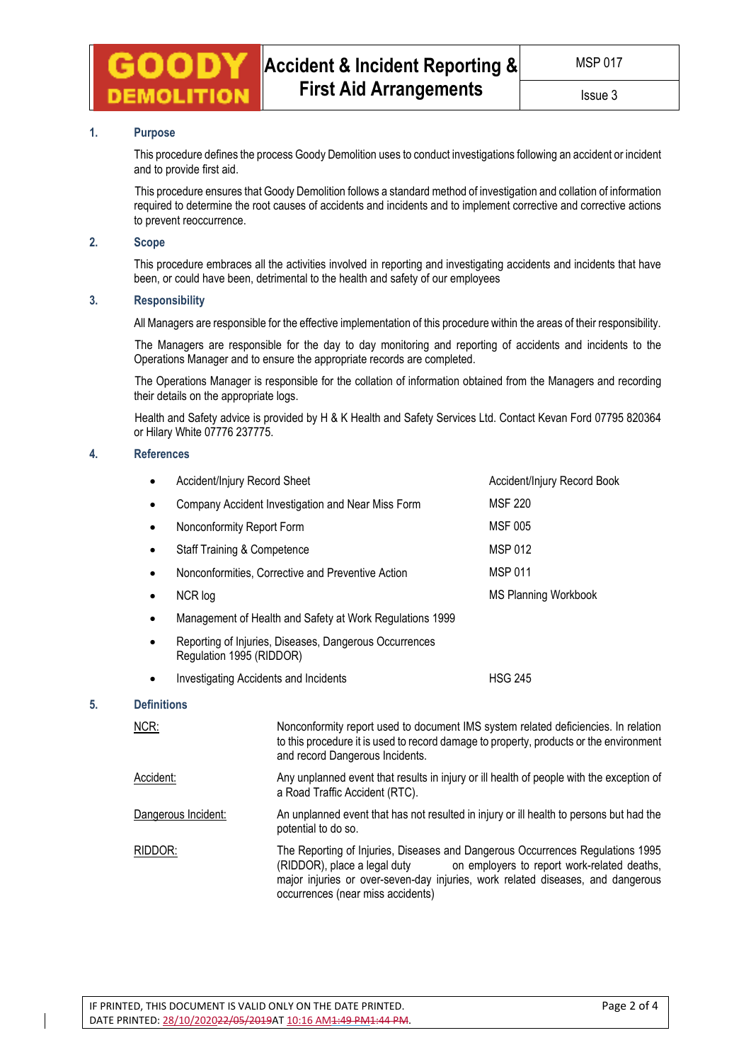## 1. Purpose

This procedure defines the process Goody Demolition uses to conduct investigations following an accident or incident and to provide first aid.

This procedure ensures that Goody Demolition follows a standard method of investigation and collation of information required to determine the root causes of accidents and incidents and to implement corrective and corrective actions to prevent reoccurrence.

## 2. Scope

This procedure embraces all the activities involved in reporting and investigating accidents and incidents that have been, or could have been, detrimental to the health and safety of our employees

## 3. Responsibility

All Managers are responsible for the effective implementation of this procedure within the areas of their responsibility.

The Managers are responsible for the day to day monitoring and reporting of accidents and incidents to the Operations Manager and to ensure the appropriate records are completed.

The Operations Manager is responsible for the collation of information obtained from the Managers and recording their details on the appropriate logs.

Health and Safety advice is provided by H & K Health and Safety Services Ltd. Contact Kevan Ford 07795 820364 or Hilary White 07776 237775.

## 4. References

| Reference | Document |
|---|---|
| • Accident/Injury Record Sheet | Accident/Injury Record Book |
| • Company Accident Investigation and Near Miss Form | MSF 220 |
| • Nonconformity Report Form | MSF 005 |
| • Staff Training & Competence | MSP 012 |
| • Nonconformities, Corrective and Preventive Action | MSP 011 |
| • NCR log | MS Planning Workbook |
| • Management of Health and Safety at Work Regulations 1999 | |
| • Reporting of Injuries, Diseases, Dangerous Occurrences Regulation 1995 (RIDDOR) | |
| • Investigating Accidents and Incidents | HSG 245 |

## 5. Definitions

| Term | Definition |
|---|---|
| NCR: | Nonconformity report used to document IMS system related deficiencies. In relation to this procedure it is used to record damage to property, products or the environment and record Dangerous Incidents. |
| Accident: | Any unplanned event that results in injury or ill health of people with the exception of a Road Traffic Accident (RTC). |
| Dangerous Incident: | An unplanned event that has not resulted in injury or ill health to persons but had the potential to do so. |
| RIDDOR: | The Reporting of Injuries, Diseases and Dangerous Occurrences Regulations 1995 (RIDDOR), place a legal duty on employers to report work-related deaths, major injuries or over-seven-day injuries, work related diseases, and dangerous occurrences (near miss accidents) |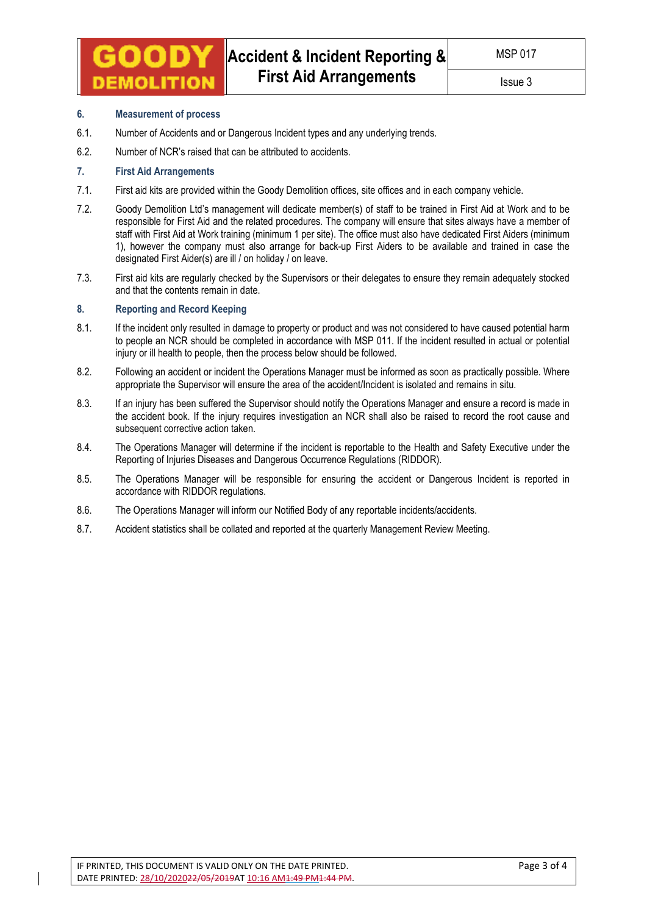## 6. Measurement of process

6.1. Number of Accidents and or Dangerous Incident types and any underlying trends.

6.2. Number of NCR's raised that can be attributed to accidents.

## 7. First Aid Arrangements

7.1. First aid kits are provided within the Goody Demolition offices, site offices and in each company vehicle.

7.2. Goody Demolition Ltd's management will dedicate member(s) of staff to be trained in First Aid at Work and to be responsible for First Aid and the related procedures. The company will ensure that sites always have a member of staff with First Aid at Work training (minimum 1 per site). The office must also have dedicated First Aiders (minimum 1), however the company must also arrange for back-up First Aiders to be available and trained in case the designated First Aider(s) are ill / on holiday / on leave.

7.3. First aid kits are regularly checked by the Supervisors or their delegates to ensure they remain adequately stocked and that the contents remain in date.

## 8. Reporting and Record Keeping

8.1. If the incident only resulted in damage to property or product and was not considered to have caused potential harm to people an NCR should be completed in accordance with MSP 011. If the incident resulted in actual or potential injury or ill health to people, then the process below should be followed.

8.2. Following an accident or incident the Operations Manager must be informed as soon as practically possible. Where appropriate the Supervisor will ensure the area of the accident/Incident is isolated and remains in situ.

8.3. If an injury has been suffered the Supervisor should notify the Operations Manager and ensure a record is made in the accident book. If the injury requires investigation an NCR shall also be raised to record the root cause and subsequent corrective action taken.

8.4. The Operations Manager will determine if the incident is reportable to the Health and Safety Executive under the Reporting of Injuries Diseases and Dangerous Occurrence Regulations (RIDDOR).

8.5. The Operations Manager will be responsible for ensuring the accident or Dangerous Incident is reported in accordance with RIDDOR regulations.

8.6. The Operations Manager will inform our Notified Body of any reportable incidents/accidents.

8.7. Accident statistics shall be collated and reported at the quarterly Management Review Meeting.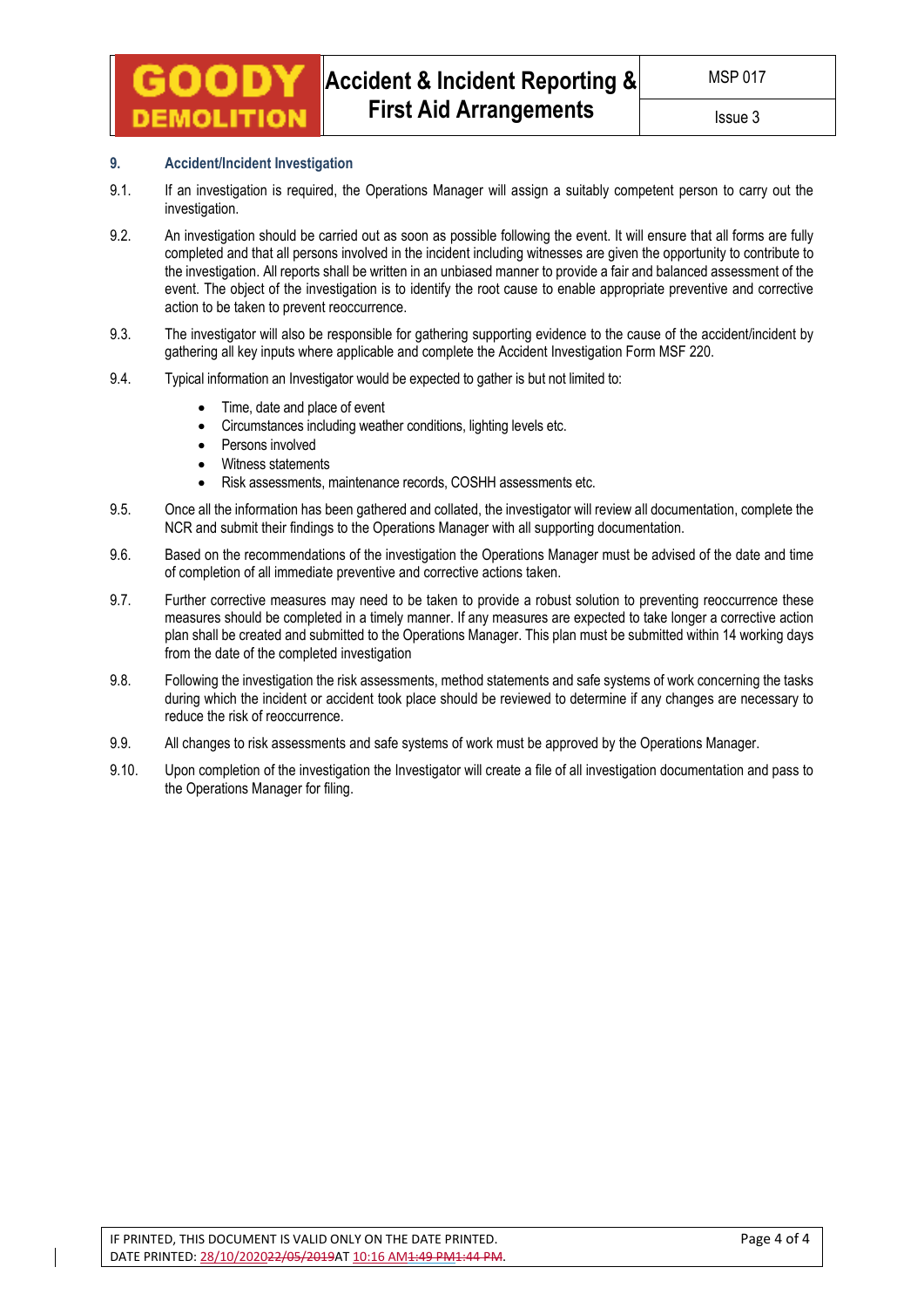## 9. Accident/Incident Investigation

9.1. If an investigation is required, the Operations Manager will assign a suitably competent person to carry out the investigation.

9.2. An investigation should be carried out as soon as possible following the event. It will ensure that all forms are fully completed and that all persons involved in the incident including witnesses are given the opportunity to contribute to the investigation. All reports shall be written in an unbiased manner to provide a fair and balanced assessment of the event. The object of the investigation is to identify the root cause to enable appropriate preventive and corrective action to be taken to prevent reoccurrence.

9.3. The investigator will also be responsible for gathering supporting evidence to the cause of the accident/incident by gathering all key inputs where applicable and complete the Accident Investigation Form MSF 220.

9.4. Typical information an Investigator would be expected to gather is but not limited to:

- Time, date and place of event
- Circumstances including weather conditions, lighting levels etc.
- Persons involved
- Witness statements
- Risk assessments, maintenance records, COSHH assessments etc.

9.5. Once all the information has been gathered and collated, the investigator will review all documentation, complete the NCR and submit their findings to the Operations Manager with all supporting documentation.

9.6. Based on the recommendations of the investigation the Operations Manager must be advised of the date and time of completion of all immediate preventive and corrective actions taken.

9.7. Further corrective measures may need to be taken to provide a robust solution to preventing reoccurrence these measures should be completed in a timely manner. If any measures are expected to take longer a corrective action plan shall be created and submitted to the Operations Manager. This plan must be submitted within 14 working days from the date of the completed investigation

9.8. Following the investigation the risk assessments, method statements and safe systems of work concerning the tasks during which the incident or accident took place should be reviewed to determine if any changes are necessary to reduce the risk of reoccurrence.

9.9. All changes to risk assessments and safe systems of work must be approved by the Operations Manager.

9.10. Upon completion of the investigation the Investigator will create a file of all investigation documentation and pass to the Operations Manager for filing.